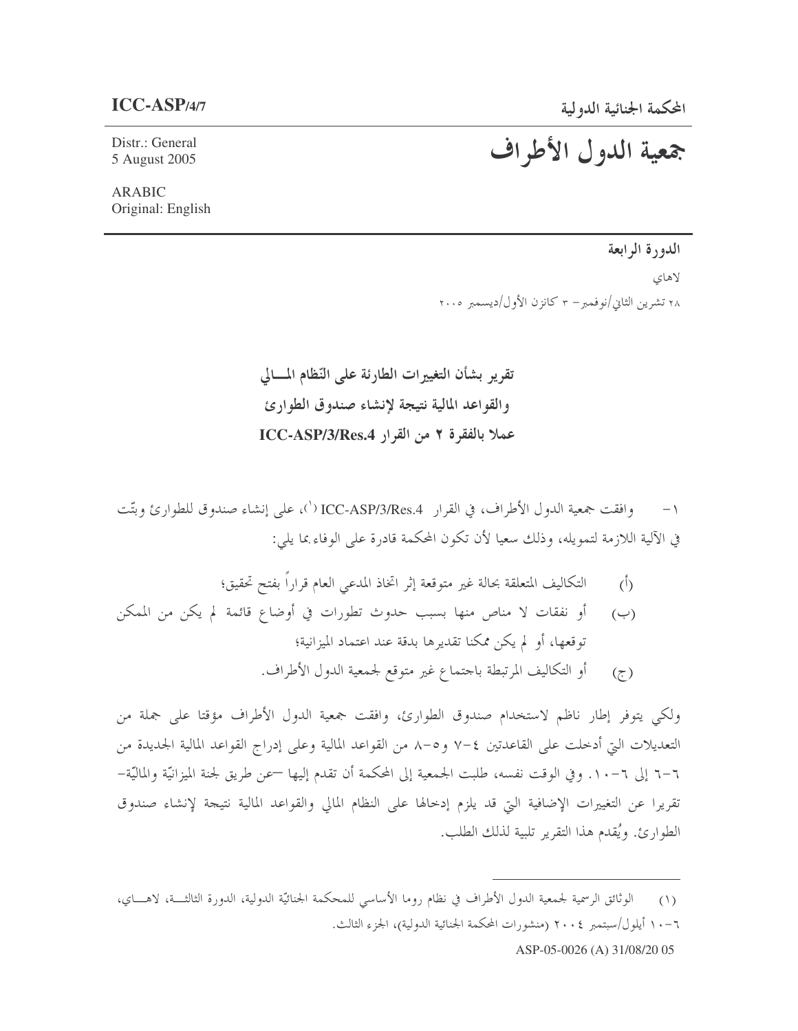**ICC-ASP/4/7**

المحكمة الجنائية الدولية

# جمعية الدول الأطراف

Distr.: General
5 August 2005

ARABIC
Original: English

**الدورة الرابعة**

لاهاي

٢٨ تشرين الثاني/نوفمبر– ٣ كانون الأول/ديسمبر ٢٠٠٥

## تقرير بشأن التغييرات الطارئة على النّظام المـالي والقواعد المالية نتيجة لإنشاء صندوق الطوارئ عملا بالفقرة ٢ من القرار ICC-ASP/3/Res.4

١ - وافقت جمعية الدول الأطراف، في القرار ICC-ASP/3/Res.4 [(١)]، على إنشاء صندوق للطوارئ وبتّت في الآلية اللازمة لتمويله، وذلك سعيا لأن تكون المحكمة قادرة على الوفاء بما يلي:

(أ) التكاليف المتعلقة بحالة غير متوقعة إثر اتخاذ المدعي العام قراراً بفتح تحقيق؛

(ب) أو نفقات لا مناص منها بسبب حدوث تطورات في أوضاع قائمة لم يكن من الممكن توقعها، أو لم يكن ممكنا تقديرها بدقة عند اعتماد الميزانية؛

(ج) أو التكاليف المرتبطة باجتماع غير متوقع لجمعية الدول الأطراف.

ولكي يتوفر إطار ناظم لاستخدام صندوق الطوارئ، وافقت جمعية الدول الأطراف مؤقتا على جملة من التعديلات التي أدخلت على القاعدتين ٤-٧ و٥-٨ من القواعد المالية وعلى إدراج القواعد المالية الجديدة من ٦-٦ إلى ٦-١٠. وفي الوقت نفسه، طلبت الجمعية إلى المحكمة أن تقدم إليها –عن طريق لجنة الميزانيّة والماليّة– تقريرا عن التغييرات الإضافية التي قد يلزم إدخالها على النظام المالي والقواعد المالية نتيجة لإنشاء صندوق الطوارئ. ويُقدم هذا التقرير تلبية لذلك الطلب.

---

(١) الوثائق الرسمية لجمعية الدول الأطراف في نظام روما الأساسي للمحكمة الجنائيّة الدولية، الدورة الثالثة، لاهاي، ٦-١٠ أيلول/سبتمبر ٢٠٠٤ (منشورات المحكمة الجنائية الدولية)، الجزء الثالث.

ASP-05-0026 (A) 31/08/20 05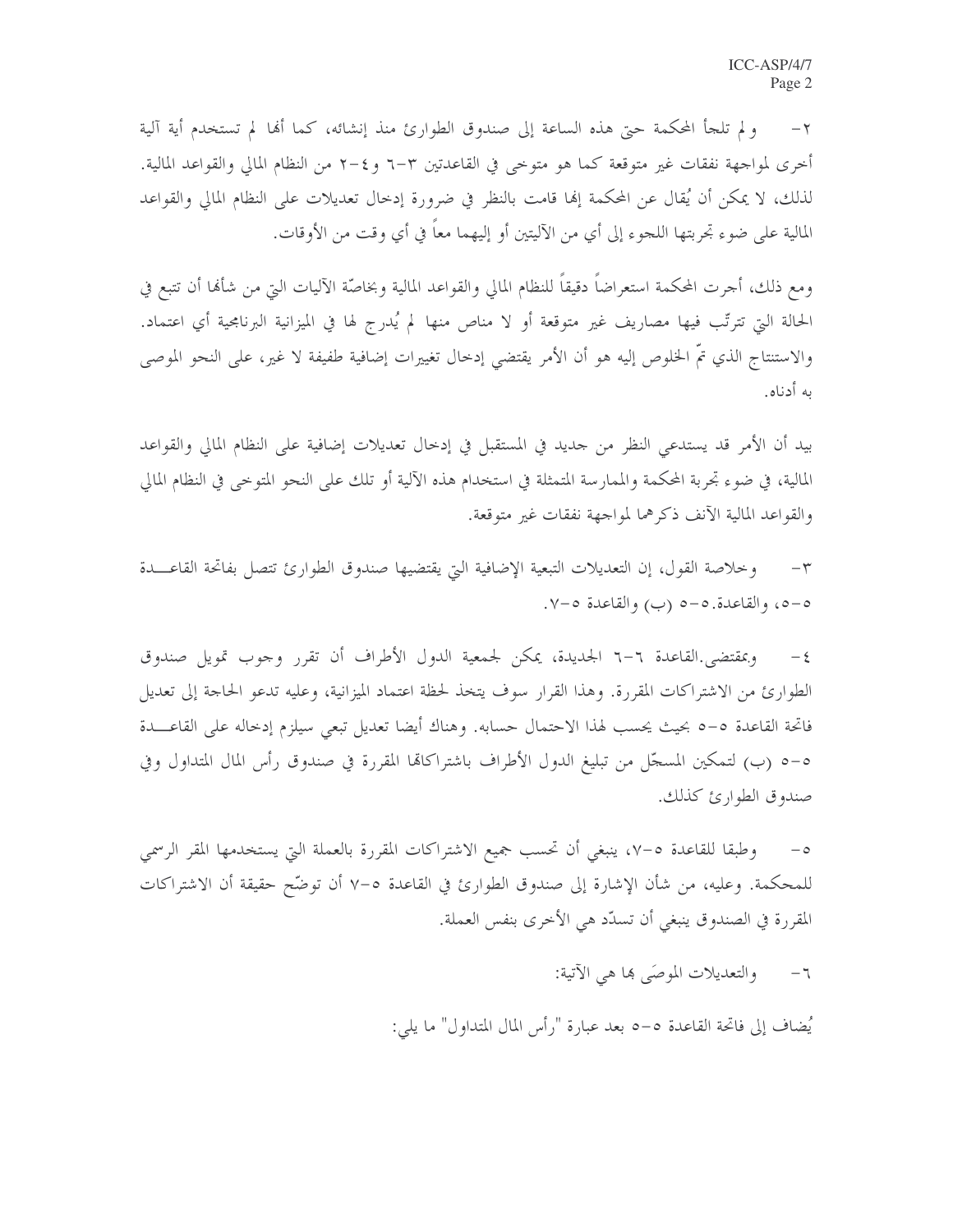٢- ولم تلجأ المحكمة حتى هذه الساعة إلى صندوق الطوارئ منذ إنشائه، كما أنها لم تستخدم أية آلية أخرى لمواجهة نفقات غير متوقعة كما هو متوخى في القاعدتين ٣-٦ و٤-٢ من النظام المالي والقواعد المالية. لذلك، لا يمكن أن يُقال عن المحكمة إنها قامت بالنظر في ضرورة إدخال تعديلات على النظام المالي والقواعد المالية على ضوء تجربتها اللجوء إلى أي من الآليتين أو إليهما معاً في أي وقت من الأوقات.

ومع ذلك، أجرت المحكمة استعراضاً دقيقاً للنظام المالي والقواعد المالية وبخاصّة الآليات التي من شأنها أن تتبع في الحالة التي تترتّب فيها مصاريف غير متوقعة أو لا مناص منها لم يُدرج لها في الميزانية البرنامجية أي اعتماد. والاستنتاج الذي تمّ الخلوص إليه هو أن الأمر يقتضي إدخال تغييرات إضافية طفيفة لا غير، على النحو الموصى به أدناه.

بيد أن الأمر قد يستدعي النظر من جديد في المستقبل في إدخال تعديلات إضافية على النظام المالي والقواعد المالية، في ضوء تجربة المحكمة والممارسة المتمثلة في استخدام هذه الآلية أو تلك على النحو المتوخى في النظام المالي والقواعد المالية الآنف ذكرهما لمواجهة نفقات غير متوقعة.

٣- وخلاصة القول، إن التعديلات التبعية الإضافية التي يقتضيها صندوق الطوارئ تتصل بفاتحة القاعدة ٥-٥، والقاعدة.٥-٥ (ب) والقاعدة ٥-٧.

٤- وبمقتضى.القاعدة ٦-٦ الجديدة، يمكن لجمعية الدول الأطراف أن تقرر وجوب تمويل صندوق الطوارئ من الاشتراكات المقررة. وهذا القرار سوف يتخذ لحظة اعتماد الميزانية، وعليه تدعو الحاجة إلى تعديل فاتحة القاعدة ٥-٥ بحيث يحسب لهذا الاحتمال حسابه. وهناك أيضا تعديل تبعي سيلزم إدخاله على القاعدة ٥-٥ (ب) لتمكين المسجّل من تبليغ الدول الأطراف باشتراكاتها المقررة في صندوق رأس المال المتداول وفي صندوق الطوارئ كذلك.

٥- وطبقا للقاعدة ٥-٧، ينبغي أن تحسب جميع الاشتراكات المقررة بالعملة التي يستخدمها المقر الرسمي للمحكمة. وعليه، من شأن الإشارة إلى صندوق الطوارئ في القاعدة ٥-٧ أن توضّح حقيقة أن الاشتراكات المقررة في الصندوق ينبغي أن تسدّد هي الأخرى بنفس العملة.

٦- والتعديلات الموصَى بها هي الآتية:

يُضاف إلى فاتحة القاعدة ٥-٥ بعد عبارة "رأس المال المتداول" ما يلي: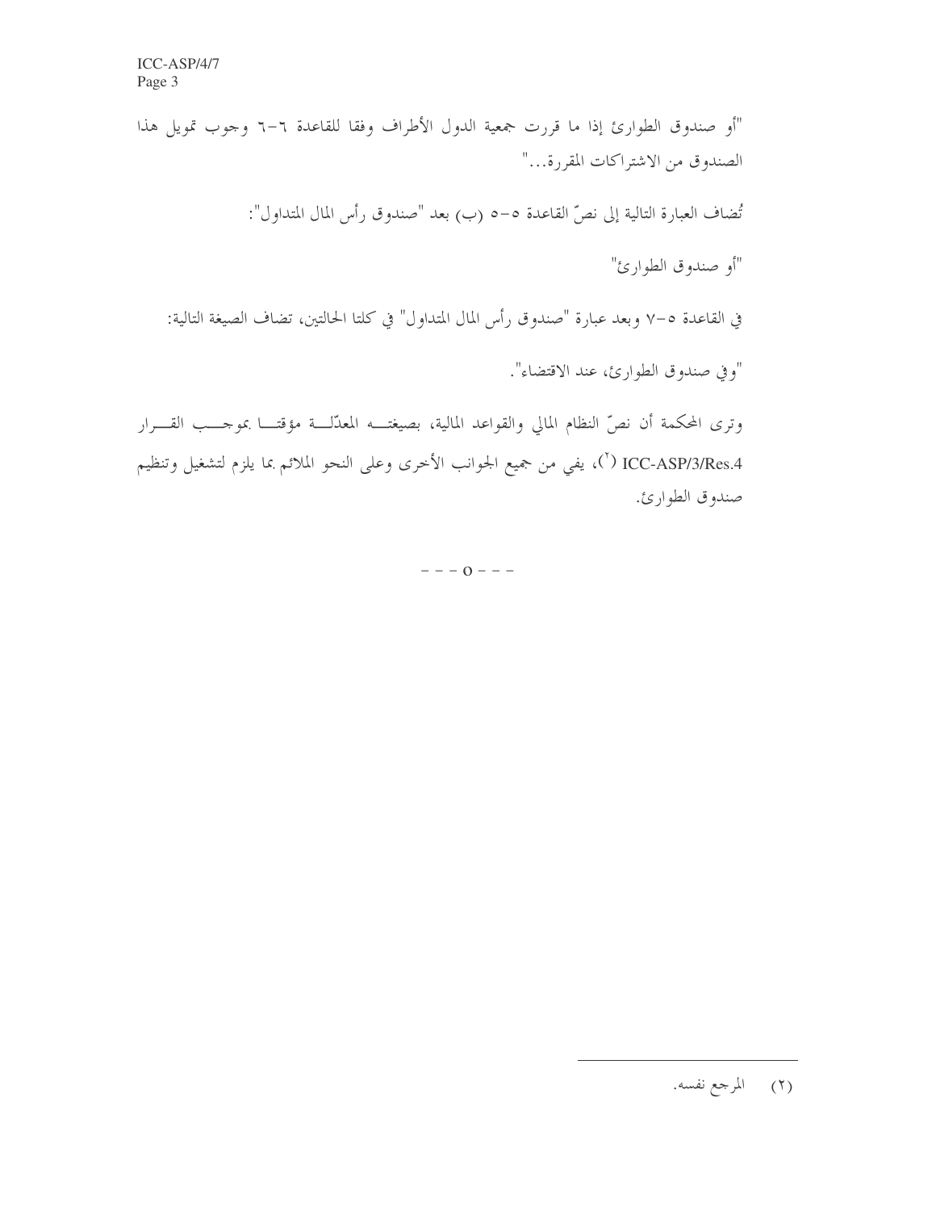"أو صندوق الطوارئ إذا ما قررت جمعية الدول الأطراف وفقا للقاعدة ٦-٦ وجوب تمويل هذا الصندوق من الاشتراكات المقررة..."

تُضاف العبارة التالية إلى نصّ القاعدة ٥-٥ (ب) بعد "صندوق رأس المال المتداول":

"أو صندوق الطوارئ"

في القاعدة ٥-٧ وبعد عبارة "صندوق رأس المال المتداول" في كلتا الحالتين، تضاف الصيغة التالية:

"وفي صندوق الطوارئ، عند الاقتضاء".

وترى المحكمة أن نصّ النظام المالي والقواعد المالية، بصيغته المعدّلة مؤقتا بموجب القرار ICC-ASP/3/Res.4 [٢]، يفي من جميع الجوانب الأخرى وعلى النحو الملائم بما يلزم لتشغيل وتنظيم صندوق الطوارئ.

- - - o - - -

---

(٢) المرجع نفسه.